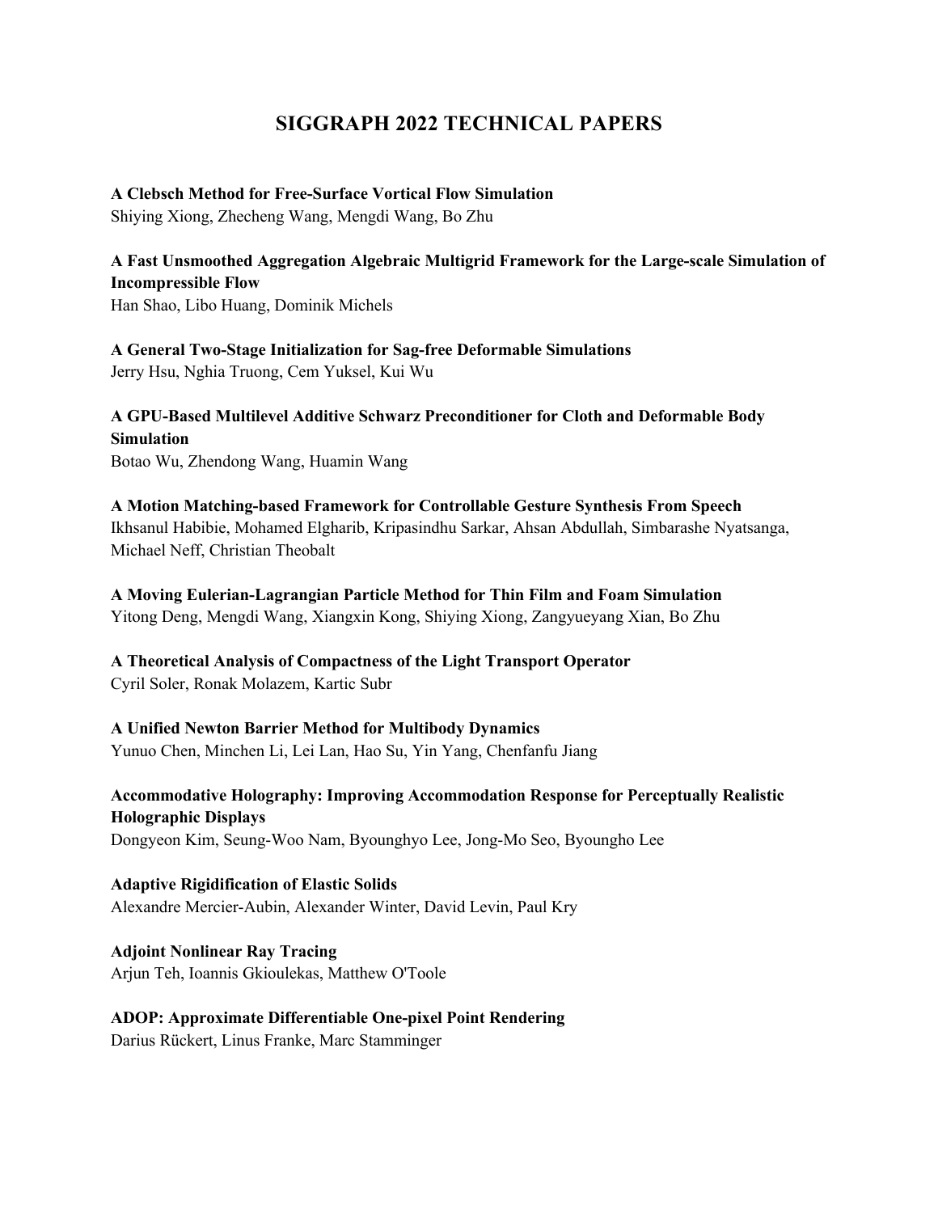# SIGGRAPH 2022 TECHNICAL PAPERS

**A Clebsch Method for Free-Surface Vortical Flow Simulation**
Shiying Xiong, Zhecheng Wang, Mengdi Wang, Bo Zhu

**A Fast Unsmoothed Aggregation Algebraic Multigrid Framework for the Large-scale Simulation of Incompressible Flow**
Han Shao, Libo Huang, Dominik Michels

**A General Two-Stage Initialization for Sag-free Deformable Simulations**
Jerry Hsu, Nghia Truong, Cem Yuksel, Kui Wu

**A GPU-Based Multilevel Additive Schwarz Preconditioner for Cloth and Deformable Body Simulation**
Botao Wu, Zhendong Wang, Huamin Wang

**A Motion Matching-based Framework for Controllable Gesture Synthesis From Speech**
Ikhsanul Habibie, Mohamed Elgharib, Kripasindhu Sarkar, Ahsan Abdullah, Simbarashe Nyatsanga, Michael Neff, Christian Theobalt

**A Moving Eulerian-Lagrangian Particle Method for Thin Film and Foam Simulation**
Yitong Deng, Mengdi Wang, Xiangxin Kong, Shiying Xiong, Zangyueyang Xian, Bo Zhu

**A Theoretical Analysis of Compactness of the Light Transport Operator**
Cyril Soler, Ronak Molazem, Kartic Subr

**A Unified Newton Barrier Method for Multibody Dynamics**
Yunuo Chen, Minchen Li, Lei Lan, Hao Su, Yin Yang, Chenfanfu Jiang

**Accommodative Holography: Improving Accommodation Response for Perceptually Realistic Holographic Displays**
Dongyeon Kim, Seung-Woo Nam, Byounghyo Lee, Jong-Mo Seo, Byoungho Lee

**Adaptive Rigidification of Elastic Solids**
Alexandre Mercier-Aubin, Alexander Winter, David Levin, Paul Kry

**Adjoint Nonlinear Ray Tracing**
Arjun Teh, Ioannis Gkioulekas, Matthew O'Toole

**ADOP: Approximate Differentiable One-pixel Point Rendering**
Darius Rückert, Linus Franke, Marc Stamminger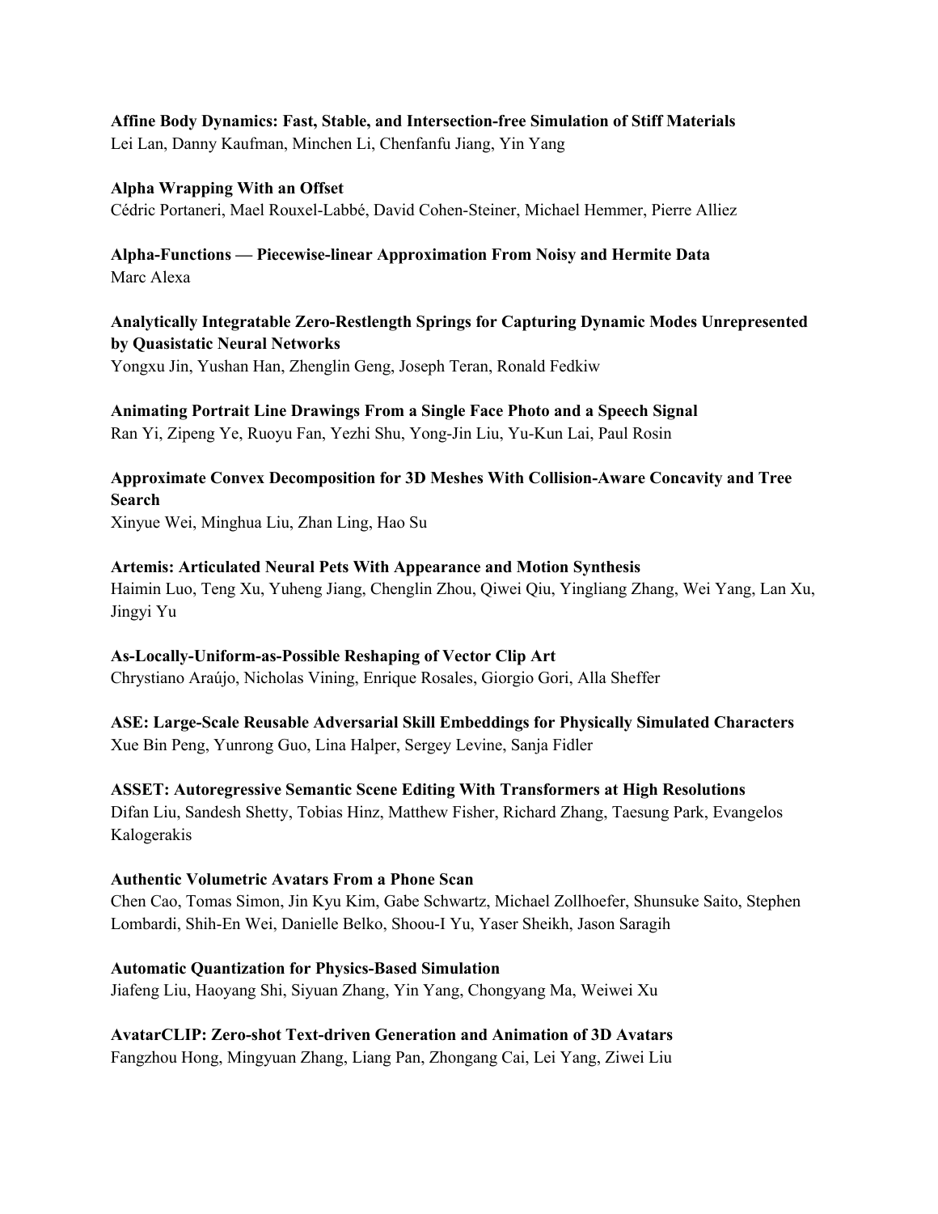**Affine Body Dynamics: Fast, Stable, and Intersection-free Simulation of Stiff Materials**
Lei Lan, Danny Kaufman, Minchen Li, Chenfanfu Jiang, Yin Yang

**Alpha Wrapping With an Offset**
Cédric Portaneri, Mael Rouxel-Labbé, David Cohen-Steiner, Michael Hemmer, Pierre Alliez

**Alpha-Functions — Piecewise-linear Approximation From Noisy and Hermite Data**
Marc Alexa

**Analytically Integratable Zero-Restlength Springs for Capturing Dynamic Modes Unrepresented by Quasistatic Neural Networks**
Yongxu Jin, Yushan Han, Zhenglin Geng, Joseph Teran, Ronald Fedkiw

**Animating Portrait Line Drawings From a Single Face Photo and a Speech Signal**
Ran Yi, Zipeng Ye, Ruoyu Fan, Yezhi Shu, Yong-Jin Liu, Yu-Kun Lai, Paul Rosin

**Approximate Convex Decomposition for 3D Meshes With Collision-Aware Concavity and Tree Search**
Xinyue Wei, Minghua Liu, Zhan Ling, Hao Su

**Artemis: Articulated Neural Pets With Appearance and Motion Synthesis**
Haimin Luo, Teng Xu, Yuheng Jiang, Chenglin Zhou, Qiwei Qiu, Yingliang Zhang, Wei Yang, Lan Xu, Jingyi Yu

**As-Locally-Uniform-as-Possible Reshaping of Vector Clip Art**
Chrystiano Araújo, Nicholas Vining, Enrique Rosales, Giorgio Gori, Alla Sheffer

**ASE: Large-Scale Reusable Adversarial Skill Embeddings for Physically Simulated Characters**
Xue Bin Peng, Yunrong Guo, Lina Halper, Sergey Levine, Sanja Fidler

**ASSET: Autoregressive Semantic Scene Editing With Transformers at High Resolutions**
Difan Liu, Sandesh Shetty, Tobias Hinz, Matthew Fisher, Richard Zhang, Taesung Park, Evangelos Kalogerakis

**Authentic Volumetric Avatars From a Phone Scan**
Chen Cao, Tomas Simon, Jin Kyu Kim, Gabe Schwartz, Michael Zollhoefer, Shunsuke Saito, Stephen Lombardi, Shih-En Wei, Danielle Belko, Shoou-I Yu, Yaser Sheikh, Jason Saragih

**Automatic Quantization for Physics-Based Simulation**
Jiafeng Liu, Haoyang Shi, Siyuan Zhang, Yin Yang, Chongyang Ma, Weiwei Xu

**AvatarCLIP: Zero-shot Text-driven Generation and Animation of 3D Avatars**
Fangzhou Hong, Mingyuan Zhang, Liang Pan, Zhongang Cai, Lei Yang, Ziwei Liu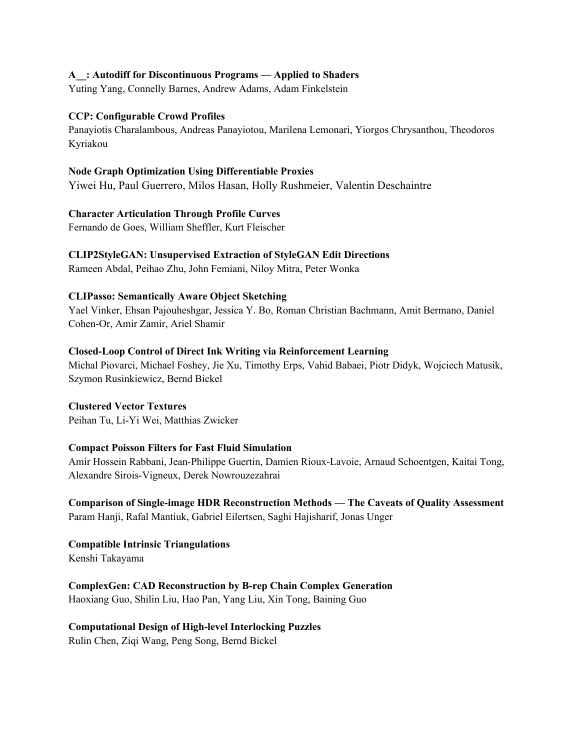**A__: Autodiff for Discontinuous Programs — Applied to Shaders**
Yuting Yang, Connelly Barnes, Andrew Adams, Adam Finkelstein

**CCP: Configurable Crowd Profiles**
Panayiotis Charalambous, Andreas Panayiotou, Marilena Lemonari, Yiorgos Chrysanthou, Theodoros Kyriakou

**Node Graph Optimization Using Differentiable Proxies**
Yiwei Hu, Paul Guerrero, Milos Hasan, Holly Rushmeier, Valentin Deschaintre

**Character Articulation Through Profile Curves**
Fernando de Goes, William Sheffler, Kurt Fleischer

**CLIP2StyleGAN: Unsupervised Extraction of StyleGAN Edit Directions**
Rameen Abdal, Peihao Zhu, John Femiani, Niloy Mitra, Peter Wonka

**CLIPasso: Semantically Aware Object Sketching**
Yael Vinker, Ehsan Pajouheshgar, Jessica Y. Bo, Roman Christian Bachmann, Amit Bermano, Daniel Cohen-Or, Amir Zamir, Ariel Shamir

**Closed-Loop Control of Direct Ink Writing via Reinforcement Learning**
Michal Piovarci, Michael Foshey, Jie Xu, Timothy Erps, Vahid Babaei, Piotr Didyk, Wojciech Matusik, Szymon Rusinkiewicz, Bernd Bickel

**Clustered Vector Textures**
Peihan Tu, Li-Yi Wei, Matthias Zwicker

**Compact Poisson Filters for Fast Fluid Simulation**
Amir Hossein Rabbani, Jean-Philippe Guertin, Damien Rioux-Lavoie, Arnaud Schoentgen, Kaitai Tong, Alexandre Sirois-Vigneux, Derek Nowrouzezahrai

**Comparison of Single-image HDR Reconstruction Methods — The Caveats of Quality Assessment**
Param Hanji, Rafal Mantiuk, Gabriel Eilertsen, Saghi Hajisharif, Jonas Unger

**Compatible Intrinsic Triangulations**
Kenshi Takayama

**ComplexGen: CAD Reconstruction by B-rep Chain Complex Generation**
Haoxiang Guo, Shilin Liu, Hao Pan, Yang Liu, Xin Tong, Baining Guo

**Computational Design of High-level Interlocking Puzzles**
Rulin Chen, Ziqi Wang, Peng Song, Bernd Bickel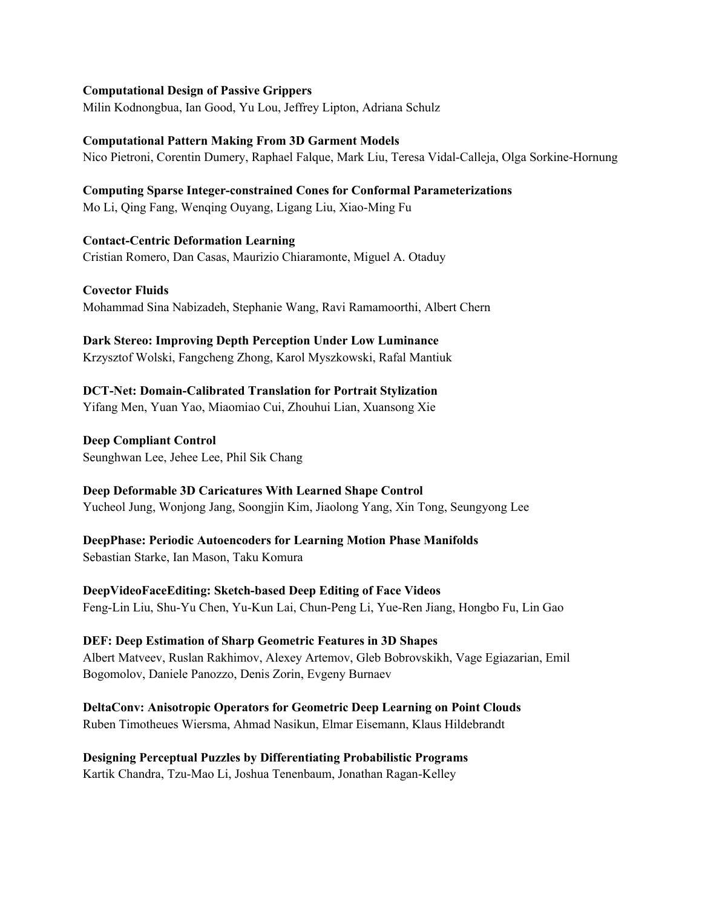**Computational Design of Passive Grippers**
Milin Kodnongbua, Ian Good, Yu Lou, Jeffrey Lipton, Adriana Schulz

**Computational Pattern Making From 3D Garment Models**
Nico Pietroni, Corentin Dumery, Raphael Falque, Mark Liu, Teresa Vidal-Calleja, Olga Sorkine-Hornung

**Computing Sparse Integer-constrained Cones for Conformal Parameterizations**
Mo Li, Qing Fang, Wenqing Ouyang, Ligang Liu, Xiao-Ming Fu

**Contact-Centric Deformation Learning**
Cristian Romero, Dan Casas, Maurizio Chiaramonte, Miguel A. Otaduy

**Covector Fluids**
Mohammad Sina Nabizadeh, Stephanie Wang, Ravi Ramamoorthi, Albert Chern

**Dark Stereo: Improving Depth Perception Under Low Luminance**
Krzysztof Wolski, Fangcheng Zhong, Karol Myszkowski, Rafal Mantiuk

**DCT-Net: Domain-Calibrated Translation for Portrait Stylization**
Yifang Men, Yuan Yao, Miaomiao Cui, Zhouhui Lian, Xuansong Xie

**Deep Compliant Control**
Seunghwan Lee, Jehee Lee, Phil Sik Chang

**Deep Deformable 3D Caricatures With Learned Shape Control**
Yucheol Jung, Wonjong Jang, Soongjin Kim, Jiaolong Yang, Xin Tong, Seungyong Lee

**DeepPhase: Periodic Autoencoders for Learning Motion Phase Manifolds**
Sebastian Starke, Ian Mason, Taku Komura

**DeepVideoFaceEditing: Sketch-based Deep Editing of Face Videos**
Feng-Lin Liu, Shu-Yu Chen, Yu-Kun Lai, Chun-Peng Li, Yue-Ren Jiang, Hongbo Fu, Lin Gao

**DEF: Deep Estimation of Sharp Geometric Features in 3D Shapes**
Albert Matveev, Ruslan Rakhimov, Alexey Artemov, Gleb Bobrovskikh, Vage Egiazarian, Emil Bogomolov, Daniele Panozzo, Denis Zorin, Evgeny Burnaev

**DeltaConv: Anisotropic Operators for Geometric Deep Learning on Point Clouds**
Ruben Timotheues Wiersma, Ahmad Nasikun, Elmar Eisemann, Klaus Hildebrandt

**Designing Perceptual Puzzles by Differentiating Probabilistic Programs**
Kartik Chandra, Tzu-Mao Li, Joshua Tenenbaum, Jonathan Ragan-Kelley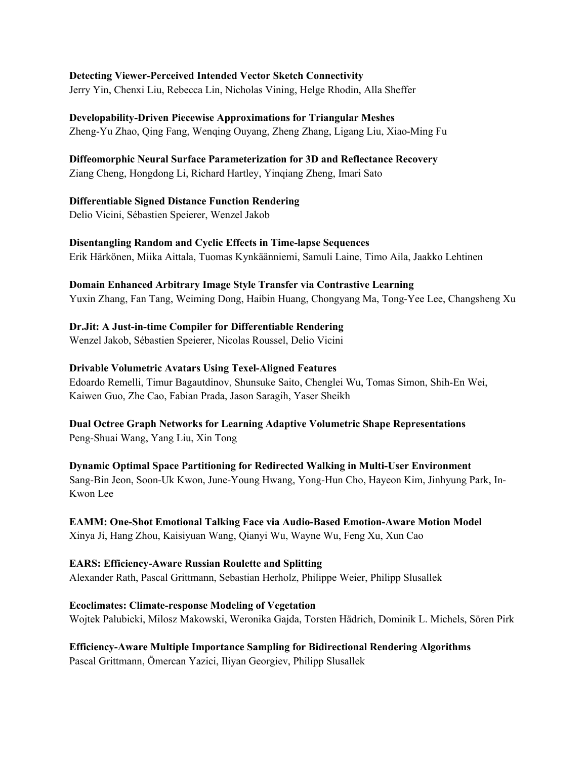**Detecting Viewer-Perceived Intended Vector Sketch Connectivity**
Jerry Yin, Chenxi Liu, Rebecca Lin, Nicholas Vining, Helge Rhodin, Alla Sheffer

**Developability-Driven Piecewise Approximations for Triangular Meshes**
Zheng-Yu Zhao, Qing Fang, Wenqing Ouyang, Zheng Zhang, Ligang Liu, Xiao-Ming Fu

**Diffeomorphic Neural Surface Parameterization for 3D and Reflectance Recovery**
Ziang Cheng, Hongdong Li, Richard Hartley, Yinqiang Zheng, Imari Sato

**Differentiable Signed Distance Function Rendering**
Delio Vicini, Sébastien Speierer, Wenzel Jakob

**Disentangling Random and Cyclic Effects in Time-lapse Sequences**
Erik Härkönen, Miika Aittala, Tuomas Kynkäänniemi, Samuli Laine, Timo Aila, Jaakko Lehtinen

**Domain Enhanced Arbitrary Image Style Transfer via Contrastive Learning**
Yuxin Zhang, Fan Tang, Weiming Dong, Haibin Huang, Chongyang Ma, Tong-Yee Lee, Changsheng Xu

**Dr.Jit: A Just-in-time Compiler for Differentiable Rendering**
Wenzel Jakob, Sébastien Speierer, Nicolas Roussel, Delio Vicini

**Drivable Volumetric Avatars Using Texel-Aligned Features**
Edoardo Remelli, Timur Bagautdinov, Shunsuke Saito, Chenglei Wu, Tomas Simon, Shih-En Wei, Kaiwen Guo, Zhe Cao, Fabian Prada, Jason Saragih, Yaser Sheikh

**Dual Octree Graph Networks for Learning Adaptive Volumetric Shape Representations**
Peng-Shuai Wang, Yang Liu, Xin Tong

**Dynamic Optimal Space Partitioning for Redirected Walking in Multi-User Environment**
Sang-Bin Jeon, Soon-Uk Kwon, June-Young Hwang, Yong-Hun Cho, Hayeon Kim, Jinhyung Park, In-Kwon Lee

**EAMM: One-Shot Emotional Talking Face via Audio-Based Emotion-Aware Motion Model**
Xinya Ji, Hang Zhou, Kaisiyuan Wang, Qianyi Wu, Wayne Wu, Feng Xu, Xun Cao

**EARS: Efficiency-Aware Russian Roulette and Splitting**
Alexander Rath, Pascal Grittmann, Sebastian Herholz, Philippe Weier, Philipp Slusallek

**Ecoclimates: Climate-response Modeling of Vegetation**
Wojtek Palubicki, Milosz Makowski, Weronika Gajda, Torsten Hädrich, Dominik L. Michels, Sören Pirk

**Efficiency-Aware Multiple Importance Sampling for Bidirectional Rendering Algorithms**
Pascal Grittmann, Ömercan Yazici, Iliyan Georgiev, Philipp Slusallek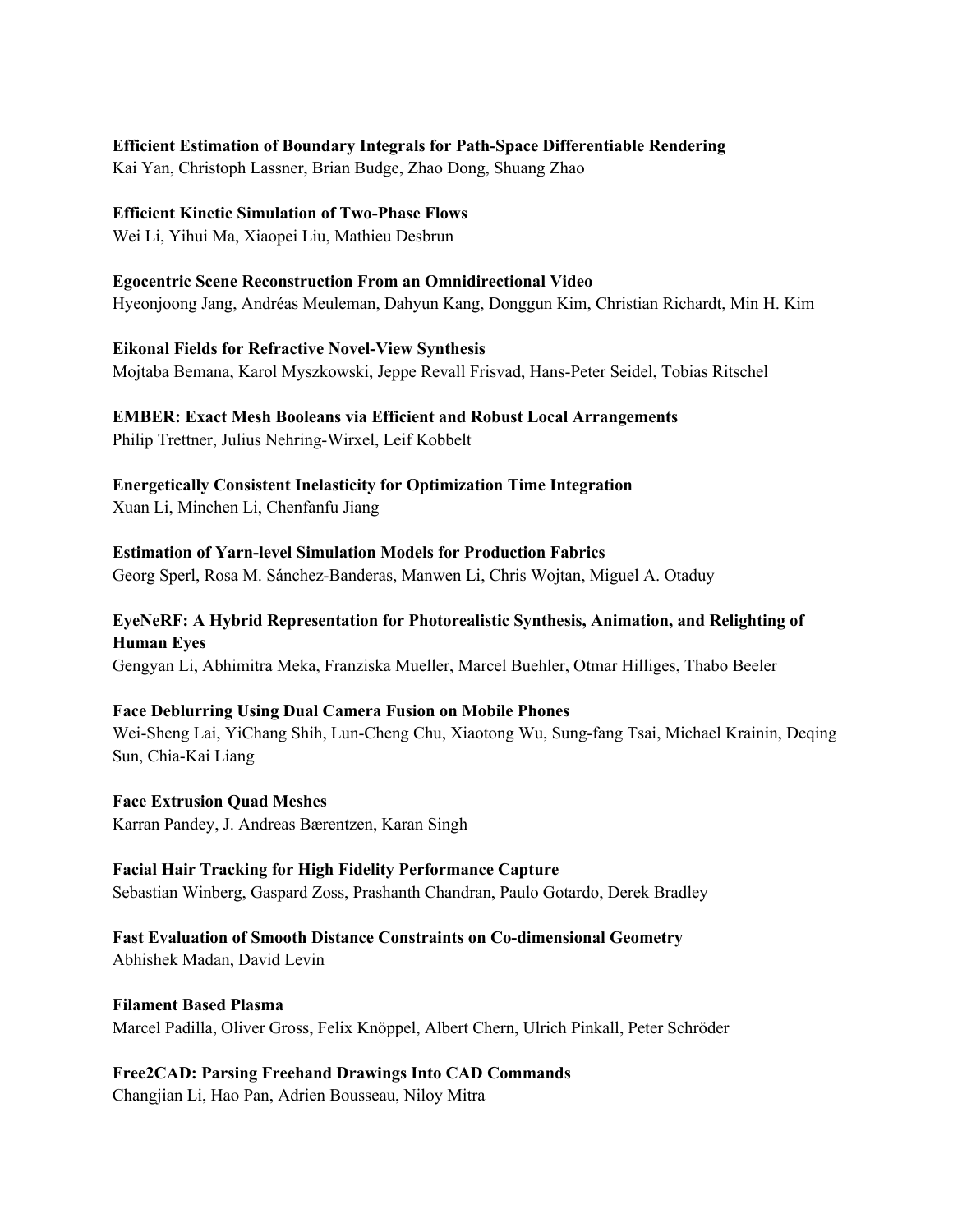**Efficient Estimation of Boundary Integrals for Path-Space Differentiable Rendering**
Kai Yan, Christoph Lassner, Brian Budge, Zhao Dong, Shuang Zhao

**Efficient Kinetic Simulation of Two-Phase Flows**
Wei Li, Yihui Ma, Xiaopei Liu, Mathieu Desbrun

**Egocentric Scene Reconstruction From an Omnidirectional Video**
Hyeonjoong Jang, Andréas Meuleman, Dahyun Kang, Donggun Kim, Christian Richardt, Min H. Kim

**Eikonal Fields for Refractive Novel-View Synthesis**
Mojtaba Bemana, Karol Myszkowski, Jeppe Revall Frisvad, Hans-Peter Seidel, Tobias Ritschel

**EMBER: Exact Mesh Booleans via Efficient and Robust Local Arrangements**
Philip Trettner, Julius Nehring-Wirxel, Leif Kobbelt

**Energetically Consistent Inelasticity for Optimization Time Integration**
Xuan Li, Minchen Li, Chenfanfu Jiang

**Estimation of Yarn-level Simulation Models for Production Fabrics**
Georg Sperl, Rosa M. Sánchez-Banderas, Manwen Li, Chris Wojtan, Miguel A. Otaduy

**EyeNeRF: A Hybrid Representation for Photorealistic Synthesis, Animation, and Relighting of Human Eyes**
Gengyan Li, Abhimitra Meka, Franziska Mueller, Marcel Buehler, Otmar Hilliges, Thabo Beeler

**Face Deblurring Using Dual Camera Fusion on Mobile Phones**
Wei-Sheng Lai, YiChang Shih, Lun-Cheng Chu, Xiaotong Wu, Sung-fang Tsai, Michael Krainin, Deqing Sun, Chia-Kai Liang

**Face Extrusion Quad Meshes**
Karran Pandey, J. Andreas Bærentzen, Karan Singh

**Facial Hair Tracking for High Fidelity Performance Capture**
Sebastian Winberg, Gaspard Zoss, Prashanth Chandran, Paulo Gotardo, Derek Bradley

**Fast Evaluation of Smooth Distance Constraints on Co-dimensional Geometry**
Abhishek Madan, David Levin

**Filament Based Plasma**
Marcel Padilla, Oliver Gross, Felix Knöppel, Albert Chern, Ulrich Pinkall, Peter Schröder

**Free2CAD: Parsing Freehand Drawings Into CAD Commands**
Changjian Li, Hao Pan, Adrien Bousseau, Niloy Mitra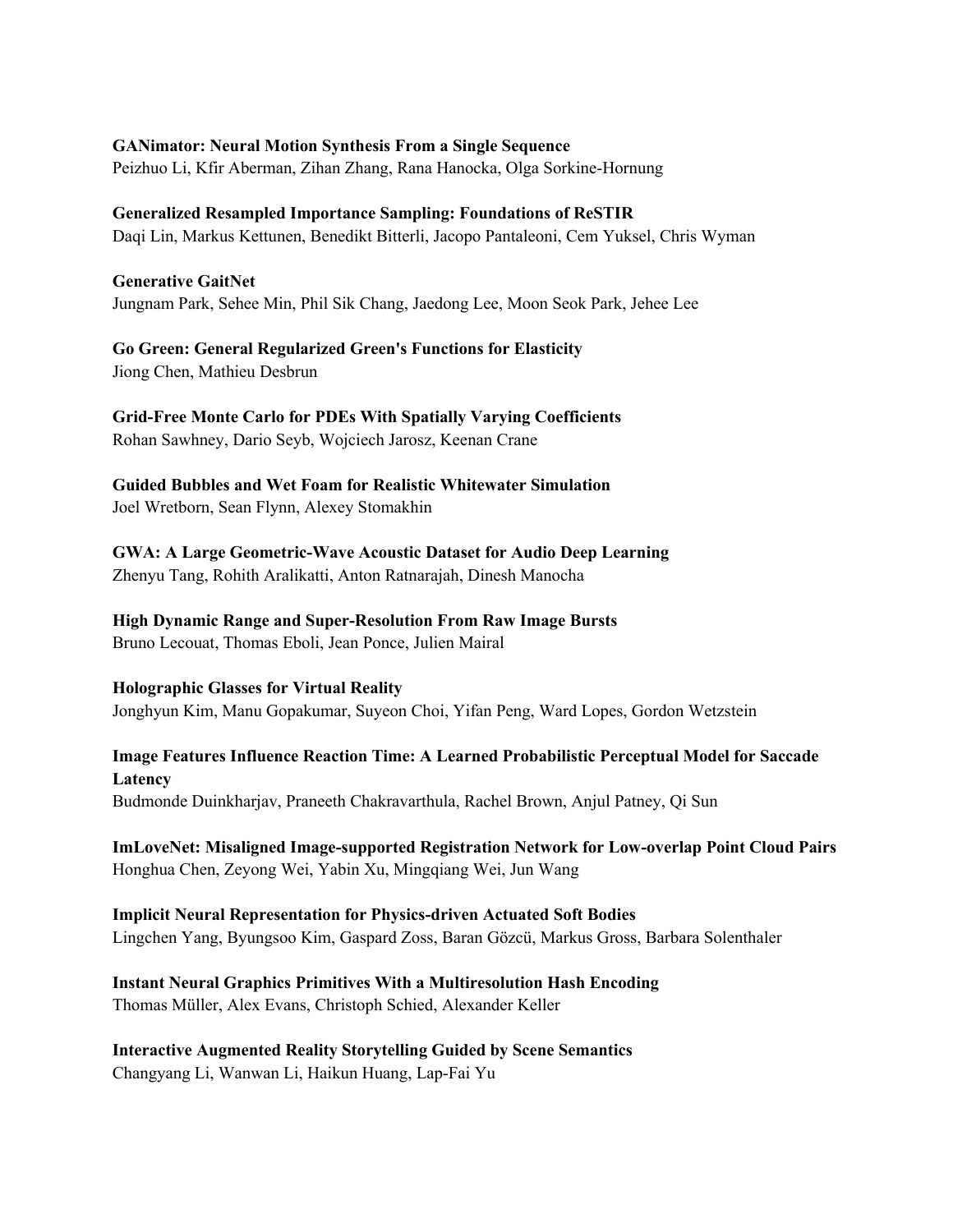**GANimator: Neural Motion Synthesis From a Single Sequence**
Peizhuo Li, Kfir Aberman, Zihan Zhang, Rana Hanocka, Olga Sorkine-Hornung

**Generalized Resampled Importance Sampling: Foundations of ReSTIR**
Daqi Lin, Markus Kettunen, Benedikt Bitterli, Jacopo Pantaleoni, Cem Yuksel, Chris Wyman

**Generative GaitNet**
Jungnam Park, Sehee Min, Phil Sik Chang, Jaedong Lee, Moon Seok Park, Jehee Lee

**Go Green: General Regularized Green's Functions for Elasticity**
Jiong Chen, Mathieu Desbrun

**Grid-Free Monte Carlo for PDEs With Spatially Varying Coefficients**
Rohan Sawhney, Dario Seyb, Wojciech Jarosz, Keenan Crane

**Guided Bubbles and Wet Foam for Realistic Whitewater Simulation**
Joel Wretborn, Sean Flynn, Alexey Stomakhin

**GWA: A Large Geometric-Wave Acoustic Dataset for Audio Deep Learning**
Zhenyu Tang, Rohith Aralikatti, Anton Ratnarajah, Dinesh Manocha

**High Dynamic Range and Super-Resolution From Raw Image Bursts**
Bruno Lecouat, Thomas Eboli, Jean Ponce, Julien Mairal

**Holographic Glasses for Virtual Reality**
Jonghyun Kim, Manu Gopakumar, Suyeon Choi, Yifan Peng, Ward Lopes, Gordon Wetzstein

**Image Features Influence Reaction Time: A Learned Probabilistic Perceptual Model for Saccade Latency**
Budmonde Duinkharjav, Praneeth Chakravarthula, Rachel Brown, Anjul Patney, Qi Sun

**ImLoveNet: Misaligned Image-supported Registration Network for Low-overlap Point Cloud Pairs**
Honghua Chen, Zeyong Wei, Yabin Xu, Mingqiang Wei, Jun Wang

**Implicit Neural Representation for Physics-driven Actuated Soft Bodies**
Lingchen Yang, Byungsoo Kim, Gaspard Zoss, Baran Gözcü, Markus Gross, Barbara Solenthaler

**Instant Neural Graphics Primitives With a Multiresolution Hash Encoding**
Thomas Müller, Alex Evans, Christoph Schied, Alexander Keller

**Interactive Augmented Reality Storytelling Guided by Scene Semantics**
Changyang Li, Wanwan Li, Haikun Huang, Lap-Fai Yu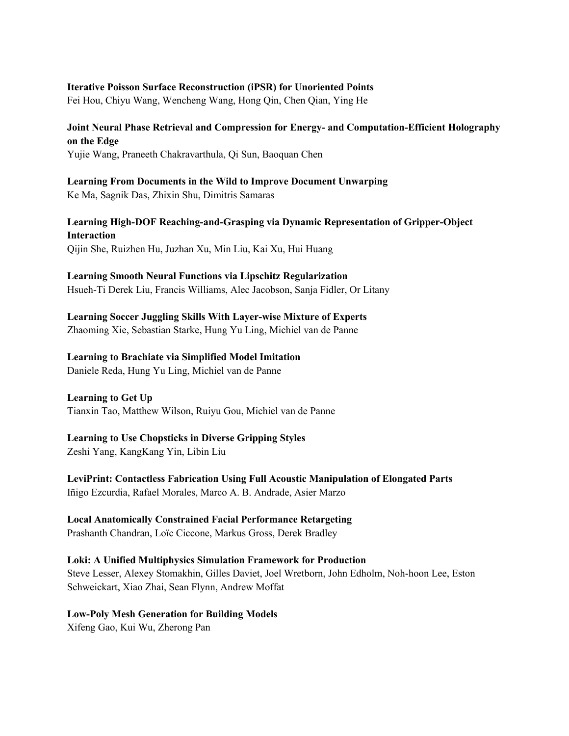**Iterative Poisson Surface Reconstruction (iPSR) for Unoriented Points**
Fei Hou, Chiyu Wang, Wencheng Wang, Hong Qin, Chen Qian, Ying He

**Joint Neural Phase Retrieval and Compression for Energy- and Computation-Efficient Holography on the Edge**
Yujie Wang, Praneeth Chakravarthula, Qi Sun, Baoquan Chen

**Learning From Documents in the Wild to Improve Document Unwarping**
Ke Ma, Sagnik Das, Zhixin Shu, Dimitris Samaras

**Learning High-DOF Reaching-and-Grasping via Dynamic Representation of Gripper-Object Interaction**
Qijin She, Ruizhen Hu, Juzhan Xu, Min Liu, Kai Xu, Hui Huang

**Learning Smooth Neural Functions via Lipschitz Regularization**
Hsueh-Ti Derek Liu, Francis Williams, Alec Jacobson, Sanja Fidler, Or Litany

**Learning Soccer Juggling Skills With Layer-wise Mixture of Experts**
Zhaoming Xie, Sebastian Starke, Hung Yu Ling, Michiel van de Panne

**Learning to Brachiate via Simplified Model Imitation**
Daniele Reda, Hung Yu Ling, Michiel van de Panne

**Learning to Get Up**
Tianxin Tao, Matthew Wilson, Ruiyu Gou, Michiel van de Panne

**Learning to Use Chopsticks in Diverse Gripping Styles**
Zeshi Yang, KangKang Yin, Libin Liu

**LeviPrint: Contactless Fabrication Using Full Acoustic Manipulation of Elongated Parts**
Iñigo Ezcurdia, Rafael Morales, Marco A. B. Andrade, Asier Marzo

**Local Anatomically Constrained Facial Performance Retargeting**
Prashanth Chandran, Loïc Ciccone, Markus Gross, Derek Bradley

**Loki: A Unified Multiphysics Simulation Framework for Production**
Steve Lesser, Alexey Stomakhin, Gilles Daviet, Joel Wretborn, John Edholm, Noh-hoon Lee, Eston Schweickart, Xiao Zhai, Sean Flynn, Andrew Moffat

**Low-Poly Mesh Generation for Building Models**
Xifeng Gao, Kui Wu, Zherong Pan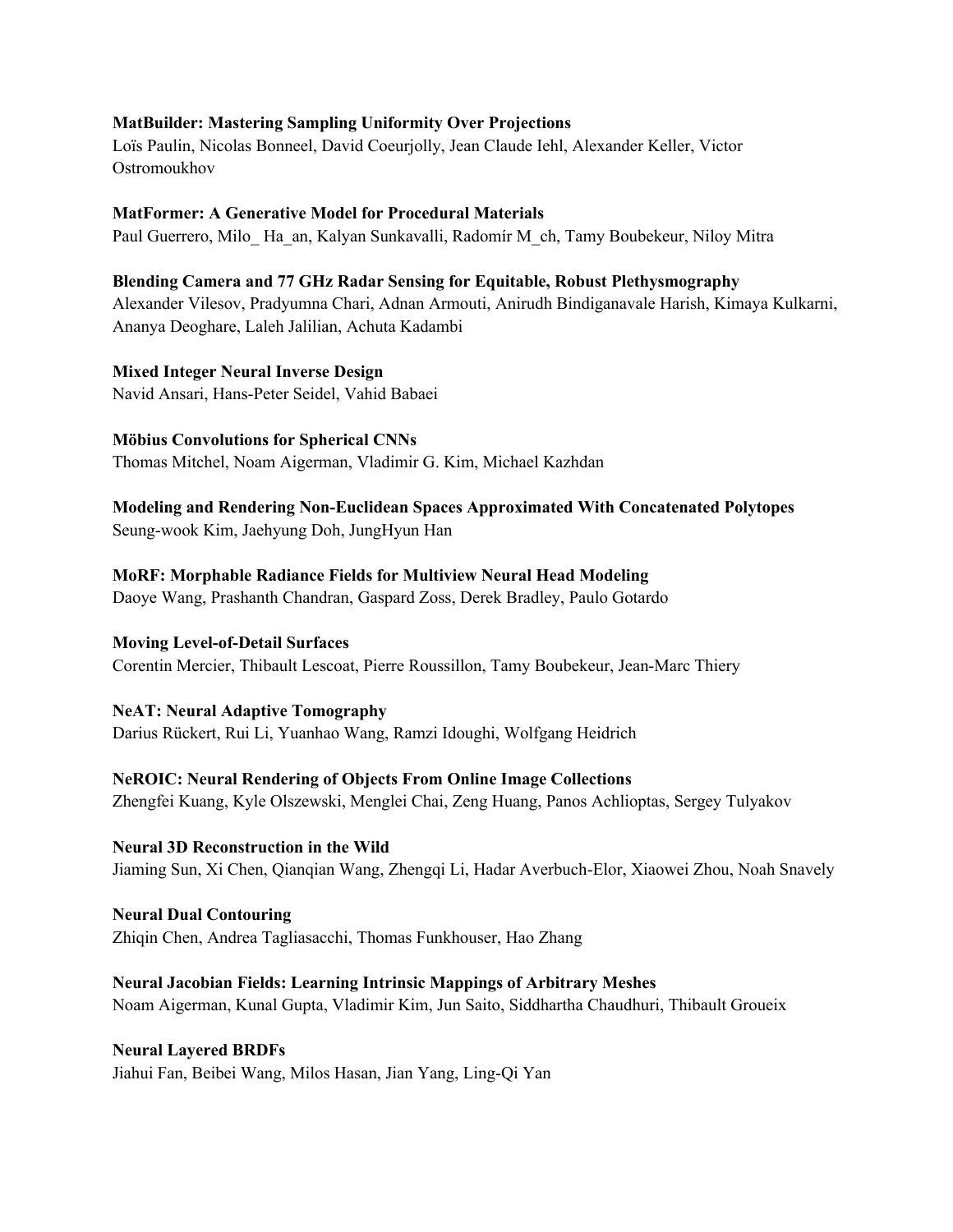**MatBuilder: Mastering Sampling Uniformity Over Projections**
Loïs Paulin, Nicolas Bonneel, David Coeurjolly, Jean Claude Iehl, Alexander Keller, Victor Ostromoukhov

**MatFormer: A Generative Model for Procedural Materials**
Paul Guerrero, Milo_ Ha_an, Kalyan Sunkavalli, Radomír M_ch, Tamy Boubekeur, Niloy Mitra

**Blending Camera and 77 GHz Radar Sensing for Equitable, Robust Plethysmography**
Alexander Vilesov, Pradyumna Chari, Adnan Armouti, Anirudh Bindiganavale Harish, Kimaya Kulkarni, Ananya Deoghare, Laleh Jalilian, Achuta Kadambi

**Mixed Integer Neural Inverse Design**
Navid Ansari, Hans-Peter Seidel, Vahid Babaei

**Möbius Convolutions for Spherical CNNs**
Thomas Mitchel, Noam Aigerman, Vladimir G. Kim, Michael Kazhdan

**Modeling and Rendering Non-Euclidean Spaces Approximated With Concatenated Polytopes**
Seung-wook Kim, Jaehyung Doh, JungHyun Han

**MoRF: Morphable Radiance Fields for Multiview Neural Head Modeling**
Daoye Wang, Prashanth Chandran, Gaspard Zoss, Derek Bradley, Paulo Gotardo

**Moving Level-of-Detail Surfaces**
Corentin Mercier, Thibault Lescoat, Pierre Roussillon, Tamy Boubekeur, Jean-Marc Thiery

**NeAT: Neural Adaptive Tomography**
Darius Rückert, Rui Li, Yuanhao Wang, Ramzi Idoughi, Wolfgang Heidrich

**NeROIC: Neural Rendering of Objects From Online Image Collections**
Zhengfei Kuang, Kyle Olszewski, Menglei Chai, Zeng Huang, Panos Achlioptas, Sergey Tulyakov

**Neural 3D Reconstruction in the Wild**
Jiaming Sun, Xi Chen, Qianqian Wang, Zhengqi Li, Hadar Averbuch-Elor, Xiaowei Zhou, Noah Snavely

**Neural Dual Contouring**
Zhiqin Chen, Andrea Tagliasacchi, Thomas Funkhouser, Hao Zhang

**Neural Jacobian Fields: Learning Intrinsic Mappings of Arbitrary Meshes**
Noam Aigerman, Kunal Gupta, Vladimir Kim, Jun Saito, Siddhartha Chaudhuri, Thibault Groueix

**Neural Layered BRDFs**
Jiahui Fan, Beibei Wang, Milos Hasan, Jian Yang, Ling-Qi Yan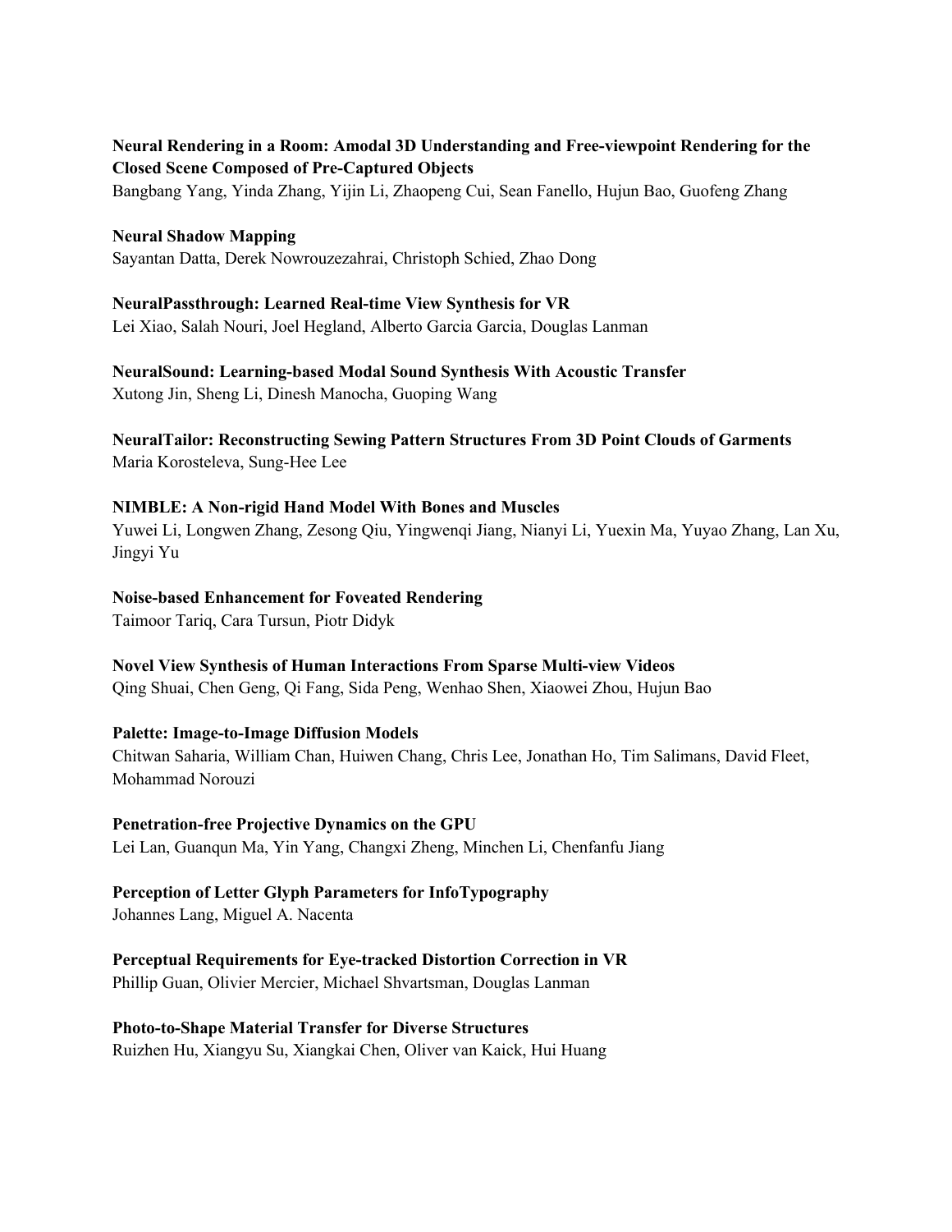**Neural Rendering in a Room: Amodal 3D Understanding and Free-viewpoint Rendering for the Closed Scene Composed of Pre-Captured Objects**
Bangbang Yang, Yinda Zhang, Yijin Li, Zhaopeng Cui, Sean Fanello, Hujun Bao, Guofeng Zhang

**Neural Shadow Mapping**
Sayantan Datta, Derek Nowrouzezahrai, Christoph Schied, Zhao Dong

**NeuralPassthrough: Learned Real-time View Synthesis for VR**
Lei Xiao, Salah Nouri, Joel Hegland, Alberto Garcia Garcia, Douglas Lanman

**NeuralSound: Learning-based Modal Sound Synthesis With Acoustic Transfer**
Xutong Jin, Sheng Li, Dinesh Manocha, Guoping Wang

**NeuralTailor: Reconstructing Sewing Pattern Structures From 3D Point Clouds of Garments**
Maria Korosteleva, Sung-Hee Lee

**NIMBLE: A Non-rigid Hand Model With Bones and Muscles**
Yuwei Li, Longwen Zhang, Zesong Qiu, Yingwenqi Jiang, Nianyi Li, Yuexin Ma, Yuyao Zhang, Lan Xu, Jingyi Yu

**Noise-based Enhancement for Foveated Rendering**
Taimoor Tariq, Cara Tursun, Piotr Didyk

**Novel View Synthesis of Human Interactions From Sparse Multi-view Videos**
Qing Shuai, Chen Geng, Qi Fang, Sida Peng, Wenhao Shen, Xiaowei Zhou, Hujun Bao

**Palette: Image-to-Image Diffusion Models**
Chitwan Saharia, William Chan, Huiwen Chang, Chris Lee, Jonathan Ho, Tim Salimans, David Fleet, Mohammad Norouzi

**Penetration-free Projective Dynamics on the GPU**
Lei Lan, Guanqun Ma, Yin Yang, Changxi Zheng, Minchen Li, Chenfanfu Jiang

**Perception of Letter Glyph Parameters for InfoTypography**
Johannes Lang, Miguel A. Nacenta

**Perceptual Requirements for Eye-tracked Distortion Correction in VR**
Phillip Guan, Olivier Mercier, Michael Shvartsman, Douglas Lanman

**Photo-to-Shape Material Transfer for Diverse Structures**
Ruizhen Hu, Xiangyu Su, Xiangkai Chen, Oliver van Kaick, Hui Huang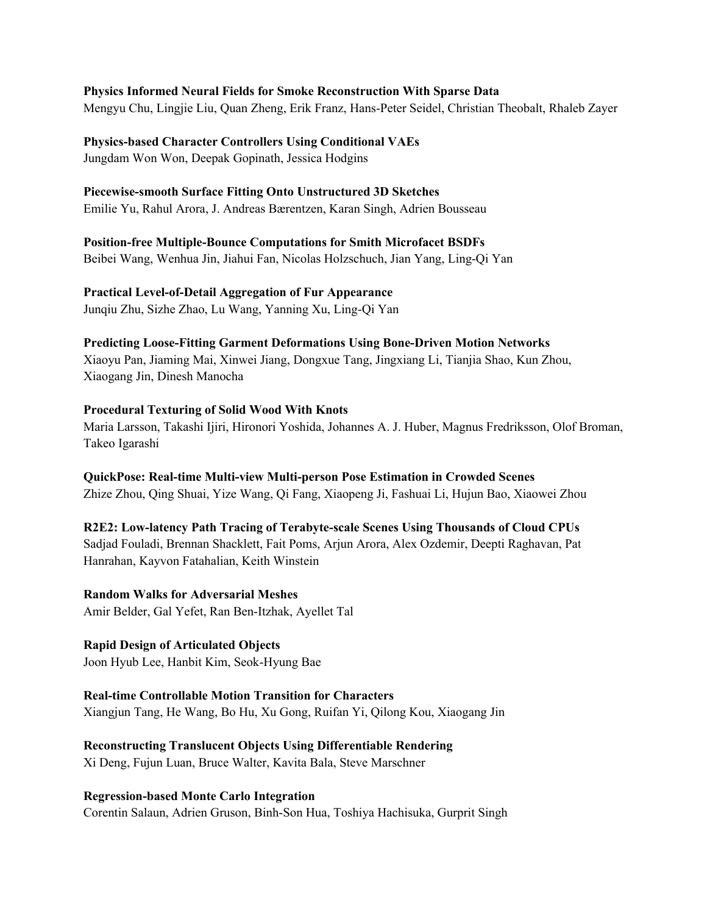**Physics Informed Neural Fields for Smoke Reconstruction With Sparse Data**
Mengyu Chu, Lingjie Liu, Quan Zheng, Erik Franz, Hans-Peter Seidel, Christian Theobalt, Rhaleb Zayer

**Physics-based Character Controllers Using Conditional VAEs**
Jungdam Won Won, Deepak Gopinath, Jessica Hodgins

**Piecewise-smooth Surface Fitting Onto Unstructured 3D Sketches**
Emilie Yu, Rahul Arora, J. Andreas Bærentzen, Karan Singh, Adrien Bousseau

**Position-free Multiple-Bounce Computations for Smith Microfacet BSDFs**
Beibei Wang, Wenhua Jin, Jiahui Fan, Nicolas Holzschuch, Jian Yang, Ling-Qi Yan

**Practical Level-of-Detail Aggregation of Fur Appearance**
Junqiu Zhu, Sizhe Zhao, Lu Wang, Yanning Xu, Ling-Qi Yan

**Predicting Loose-Fitting Garment Deformations Using Bone-Driven Motion Networks**
Xiaoyu Pan, Jiaming Mai, Xinwei Jiang, Dongxue Tang, Jingxiang Li, Tianjia Shao, Kun Zhou, Xiaogang Jin, Dinesh Manocha

**Procedural Texturing of Solid Wood With Knots**
Maria Larsson, Takashi Ijiri, Hironori Yoshida, Johannes A. J. Huber, Magnus Fredriksson, Olof Broman, Takeo Igarashi

**QuickPose: Real-time Multi-view Multi-person Pose Estimation in Crowded Scenes**
Zhize Zhou, Qing Shuai, Yize Wang, Qi Fang, Xiaopeng Ji, Fashuai Li, Hujun Bao, Xiaowei Zhou

**R2E2: Low-latency Path Tracing of Terabyte-scale Scenes Using Thousands of Cloud CPUs**
Sadjad Fouladi, Brennan Shacklett, Fait Poms, Arjun Arora, Alex Ozdemir, Deepti Raghavan, Pat Hanrahan, Kayvon Fatahalian, Keith Winstein

**Random Walks for Adversarial Meshes**
Amir Belder, Gal Yefet, Ran Ben-Itzhak, Ayellet Tal

**Rapid Design of Articulated Objects**
Joon Hyub Lee, Hanbit Kim, Seok-Hyung Bae

**Real-time Controllable Motion Transition for Characters**
Xiangjun Tang, He Wang, Bo Hu, Xu Gong, Ruifan Yi, Qilong Kou, Xiaogang Jin

**Reconstructing Translucent Objects Using Differentiable Rendering**
Xi Deng, Fujun Luan, Bruce Walter, Kavita Bala, Steve Marschner

**Regression-based Monte Carlo Integration**
Corentin Salaun, Adrien Gruson, Binh-Son Hua, Toshiya Hachisuka, Gurprit Singh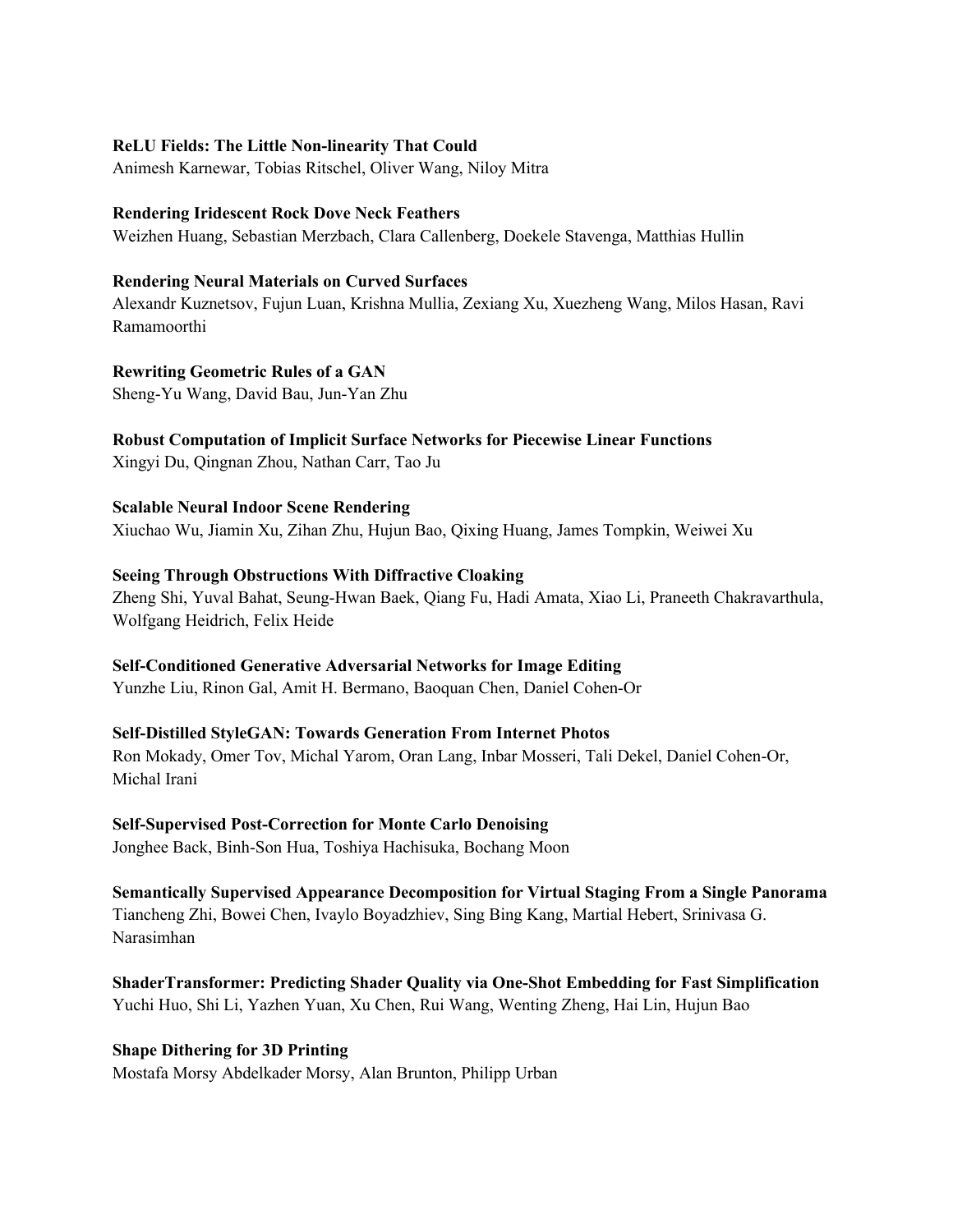**ReLU Fields: The Little Non-linearity That Could**
Animesh Karnewar, Tobias Ritschel, Oliver Wang, Niloy Mitra

**Rendering Iridescent Rock Dove Neck Feathers**
Weizhen Huang, Sebastian Merzbach, Clara Callenberg, Doekele Stavenga, Matthias Hullin

**Rendering Neural Materials on Curved Surfaces**
Alexandr Kuznetsov, Fujun Luan, Krishna Mullia, Zexiang Xu, Xuezheng Wang, Milos Hasan, Ravi Ramamoorthi

**Rewriting Geometric Rules of a GAN**
Sheng-Yu Wang, David Bau, Jun-Yan Zhu

**Robust Computation of Implicit Surface Networks for Piecewise Linear Functions**
Xingyi Du, Qingnan Zhou, Nathan Carr, Tao Ju

**Scalable Neural Indoor Scene Rendering**
Xiuchao Wu, Jiamin Xu, Zihan Zhu, Hujun Bao, Qixing Huang, James Tompkin, Weiwei Xu

**Seeing Through Obstructions With Diffractive Cloaking**
Zheng Shi, Yuval Bahat, Seung-Hwan Baek, Qiang Fu, Hadi Amata, Xiao Li, Praneeth Chakravarthula, Wolfgang Heidrich, Felix Heide

**Self-Conditioned Generative Adversarial Networks for Image Editing**
Yunzhe Liu, Rinon Gal, Amit H. Bermano, Baoquan Chen, Daniel Cohen-Or

**Self-Distilled StyleGAN: Towards Generation From Internet Photos**
Ron Mokady, Omer Tov, Michal Yarom, Oran Lang, Inbar Mosseri, Tali Dekel, Daniel Cohen-Or, Michal Irani

**Self-Supervised Post-Correction for Monte Carlo Denoising**
Jonghee Back, Binh-Son Hua, Toshiya Hachisuka, Bochang Moon

**Semantically Supervised Appearance Decomposition for Virtual Staging From a Single Panorama**
Tiancheng Zhi, Bowei Chen, Ivaylo Boyadzhiev, Sing Bing Kang, Martial Hebert, Srinivasa G. Narasimhan

**ShaderTransformer: Predicting Shader Quality via One-Shot Embedding for Fast Simplification**
Yuchi Huo, Shi Li, Yazhen Yuan, Xu Chen, Rui Wang, Wenting Zheng, Hai Lin, Hujun Bao

**Shape Dithering for 3D Printing**
Mostafa Morsy Abdelkader Morsy, Alan Brunton, Philipp Urban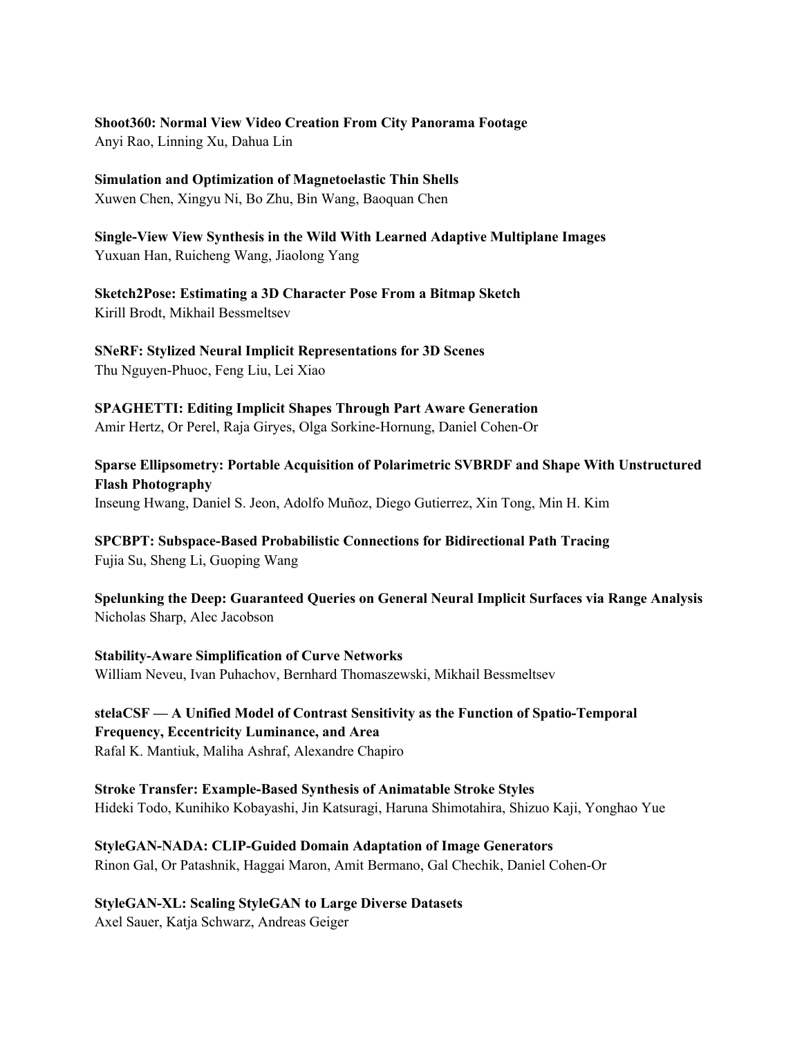**Shoot360: Normal View Video Creation From City Panorama Footage**
Anyi Rao, Linning Xu, Dahua Lin

**Simulation and Optimization of Magnetoelastic Thin Shells**
Xuwen Chen, Xingyu Ni, Bo Zhu, Bin Wang, Baoquan Chen

**Single-View View Synthesis in the Wild With Learned Adaptive Multiplane Images**
Yuxuan Han, Ruicheng Wang, Jiaolong Yang

**Sketch2Pose: Estimating a 3D Character Pose From a Bitmap Sketch**
Kirill Brodt, Mikhail Bessmeltsev

**SNeRF: Stylized Neural Implicit Representations for 3D Scenes**
Thu Nguyen-Phuoc, Feng Liu, Lei Xiao

**SPAGHETTI: Editing Implicit Shapes Through Part Aware Generation**
Amir Hertz, Or Perel, Raja Giryes, Olga Sorkine-Hornung, Daniel Cohen-Or

**Sparse Ellipsometry: Portable Acquisition of Polarimetric SVBRDF and Shape With Unstructured Flash Photography**
Inseung Hwang, Daniel S. Jeon, Adolfo Muñoz, Diego Gutierrez, Xin Tong, Min H. Kim

**SPCBPT: Subspace-Based Probabilistic Connections for Bidirectional Path Tracing**
Fujia Su, Sheng Li, Guoping Wang

**Spelunking the Deep: Guaranteed Queries on General Neural Implicit Surfaces via Range Analysis**
Nicholas Sharp, Alec Jacobson

**Stability-Aware Simplification of Curve Networks**
William Neveu, Ivan Puhachov, Bernhard Thomaszewski, Mikhail Bessmeltsev

**stelaCSF — A Unified Model of Contrast Sensitivity as the Function of Spatio-Temporal Frequency, Eccentricity Luminance, and Area**
Rafal K. Mantiuk, Maliha Ashraf, Alexandre Chapiro

**Stroke Transfer: Example-Based Synthesis of Animatable Stroke Styles**
Hideki Todo, Kunihiko Kobayashi, Jin Katsuragi, Haruna Shimotahira, Shizuo Kaji, Yonghao Yue

**StyleGAN-NADA: CLIP-Guided Domain Adaptation of Image Generators**
Rinon Gal, Or Patashnik, Haggai Maron, Amit Bermano, Gal Chechik, Daniel Cohen-Or

**StyleGAN-XL: Scaling StyleGAN to Large Diverse Datasets**
Axel Sauer, Katja Schwarz, Andreas Geiger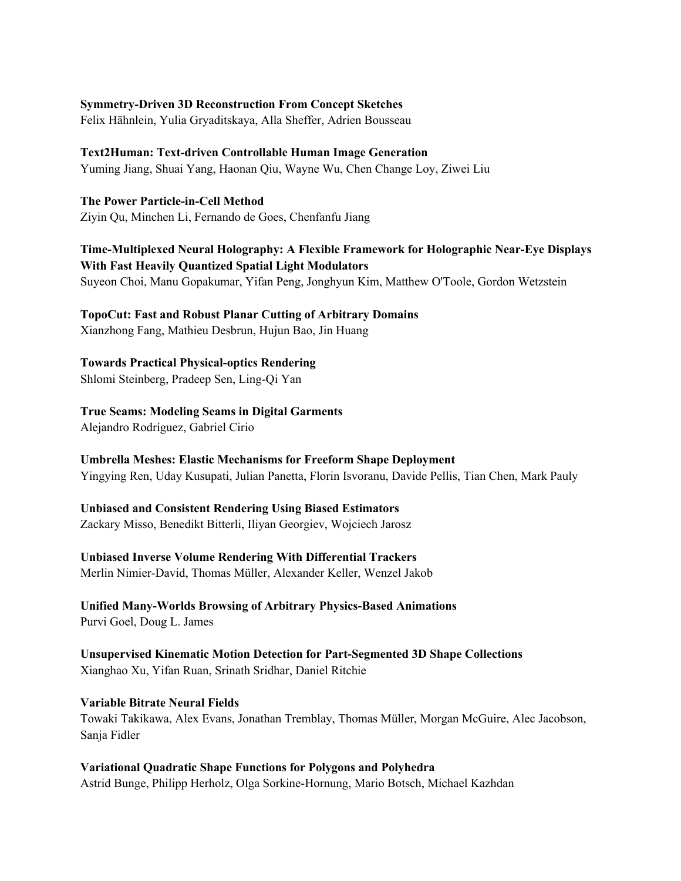**Symmetry-Driven 3D Reconstruction From Concept Sketches**
Felix Hähnlein, Yulia Gryaditskaya, Alla Sheffer, Adrien Bousseau

**Text2Human: Text-driven Controllable Human Image Generation**
Yuming Jiang, Shuai Yang, Haonan Qiu, Wayne Wu, Chen Change Loy, Ziwei Liu

**The Power Particle-in-Cell Method**
Ziyin Qu, Minchen Li, Fernando de Goes, Chenfanfu Jiang

**Time-Multiplexed Neural Holography: A Flexible Framework for Holographic Near-Eye Displays With Fast Heavily Quantized Spatial Light Modulators**
Suyeon Choi, Manu Gopakumar, Yifan Peng, Jonghyun Kim, Matthew O'Toole, Gordon Wetzstein

**TopoCut: Fast and Robust Planar Cutting of Arbitrary Domains**
Xianzhong Fang, Mathieu Desbrun, Hujun Bao, Jin Huang

**Towards Practical Physical-optics Rendering**
Shlomi Steinberg, Pradeep Sen, Ling-Qi Yan

**True Seams: Modeling Seams in Digital Garments**
Alejandro Rodríguez, Gabriel Cirio

**Umbrella Meshes: Elastic Mechanisms for Freeform Shape Deployment**
Yingying Ren, Uday Kusupati, Julian Panetta, Florin Isvoranu, Davide Pellis, Tian Chen, Mark Pauly

**Unbiased and Consistent Rendering Using Biased Estimators**
Zackary Misso, Benedikt Bitterli, Iliyan Georgiev, Wojciech Jarosz

**Unbiased Inverse Volume Rendering With Differential Trackers**
Merlin Nimier-David, Thomas Müller, Alexander Keller, Wenzel Jakob

**Unified Many-Worlds Browsing of Arbitrary Physics-Based Animations**
Purvi Goel, Doug L. James

**Unsupervised Kinematic Motion Detection for Part-Segmented 3D Shape Collections**
Xianghao Xu, Yifan Ruan, Srinath Sridhar, Daniel Ritchie

**Variable Bitrate Neural Fields**
Towaki Takikawa, Alex Evans, Jonathan Tremblay, Thomas Müller, Morgan McGuire, Alec Jacobson, Sanja Fidler

**Variational Quadratic Shape Functions for Polygons and Polyhedra**
Astrid Bunge, Philipp Herholz, Olga Sorkine-Hornung, Mario Botsch, Michael Kazhdan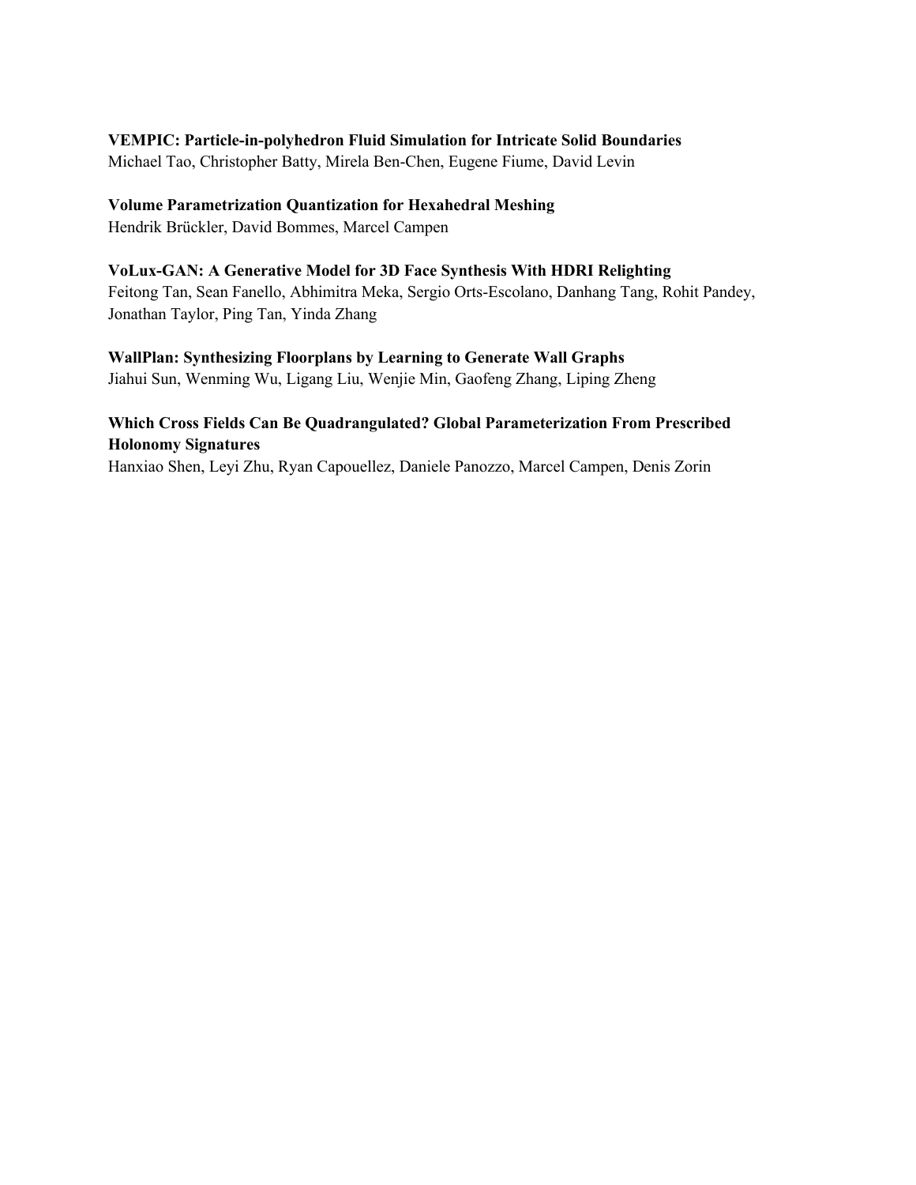**VEMPIC: Particle-in-polyhedron Fluid Simulation for Intricate Solid Boundaries**
Michael Tao, Christopher Batty, Mirela Ben-Chen, Eugene Fiume, David Levin

**Volume Parametrization Quantization for Hexahedral Meshing**
Hendrik Brückler, David Bommes, Marcel Campen

**VoLux-GAN: A Generative Model for 3D Face Synthesis With HDRI Relighting**
Feitong Tan, Sean Fanello, Abhimitra Meka, Sergio Orts-Escolano, Danhang Tang, Rohit Pandey, Jonathan Taylor, Ping Tan, Yinda Zhang

**WallPlan: Synthesizing Floorplans by Learning to Generate Wall Graphs**
Jiahui Sun, Wenming Wu, Ligang Liu, Wenjie Min, Gaofeng Zhang, Liping Zheng

**Which Cross Fields Can Be Quadrangulated? Global Parameterization From Prescribed Holonomy Signatures**
Hanxiao Shen, Leyi Zhu, Ryan Capouellez, Daniele Panozzo, Marcel Campen, Denis Zorin